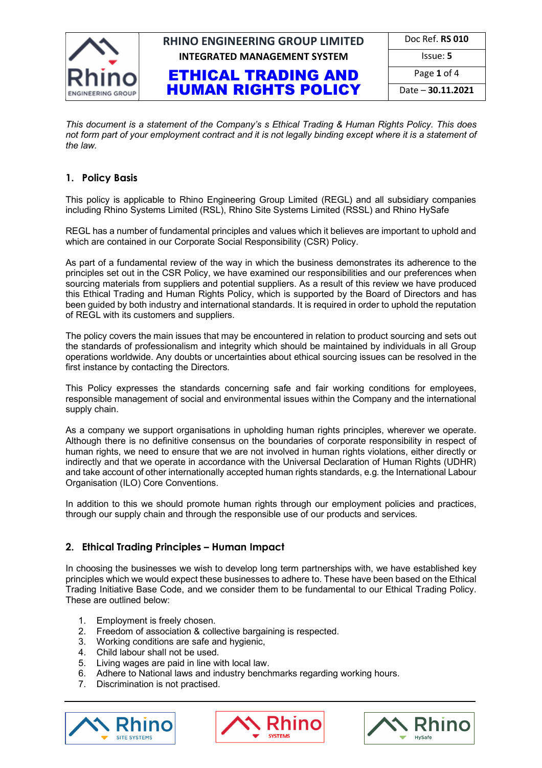# ETHICAL TRADING AND HUMAN RIGHTS POLICY

*This document is a statement of the Company's s Ethical Trading & Human Rights Policy. This does not form part of your employment contract and it is not legally binding except where it is a statement of the law.*

## 1. Policy Basis

This policy is applicable to Rhino Engineering Group Limited (REGL) and all subsidiary companies including Rhino Systems Limited (RSL), Rhino Site Systems Limited (RSSL) and Rhino HySafe

REGL has a number of fundamental principles and values which it believes are important to uphold and which are contained in our Corporate Social Responsibility (CSR) Policy.

As part of a fundamental review of the way in which the business demonstrates its adherence to the principles set out in the CSR Policy, we have examined our responsibilities and our preferences when sourcing materials from suppliers and potential suppliers. As a result of this review we have produced this Ethical Trading and Human Rights Policy, which is supported by the Board of Directors and has been guided by both industry and international standards. It is required in order to uphold the reputation of REGL with its customers and suppliers.

The policy covers the main issues that may be encountered in relation to product sourcing and sets out the standards of professionalism and integrity which should be maintained by individuals in all Group operations worldwide. Any doubts or uncertainties about ethical sourcing issues can be resolved in the first instance by contacting the Directors.

This Policy expresses the standards concerning safe and fair working conditions for employees, responsible management of social and environmental issues within the Company and the international supply chain.

As a company we support organisations in upholding human rights principles, wherever we operate. Although there is no definitive consensus on the boundaries of corporate responsibility in respect of human rights, we need to ensure that we are not involved in human rights violations, either directly or indirectly and that we operate in accordance with the Universal Declaration of Human Rights (UDHR) and take account of other internationally accepted human rights standards, e.g. the International Labour Organisation (ILO) Core Conventions.

In addition to this we should promote human rights through our employment policies and practices, through our supply chain and through the responsible use of our products and services.

## 2. Ethical Trading Principles – Human Impact

In choosing the businesses we wish to develop long term partnerships with, we have established key principles which we would expect these businesses to adhere to. These have been based on the Ethical Trading Initiative Base Code, and we consider them to be fundamental to our Ethical Trading Policy. These are outlined below:

1. Employment is freely chosen.
2. Freedom of association & collective bargaining is respected.
3. Working conditions are safe and hygienic,
4. Child labour shall not be used.
5. Living wages are paid in line with local law.
6. Adhere to National laws and industry benchmarks regarding working hours.
7. Discrimination is not practised.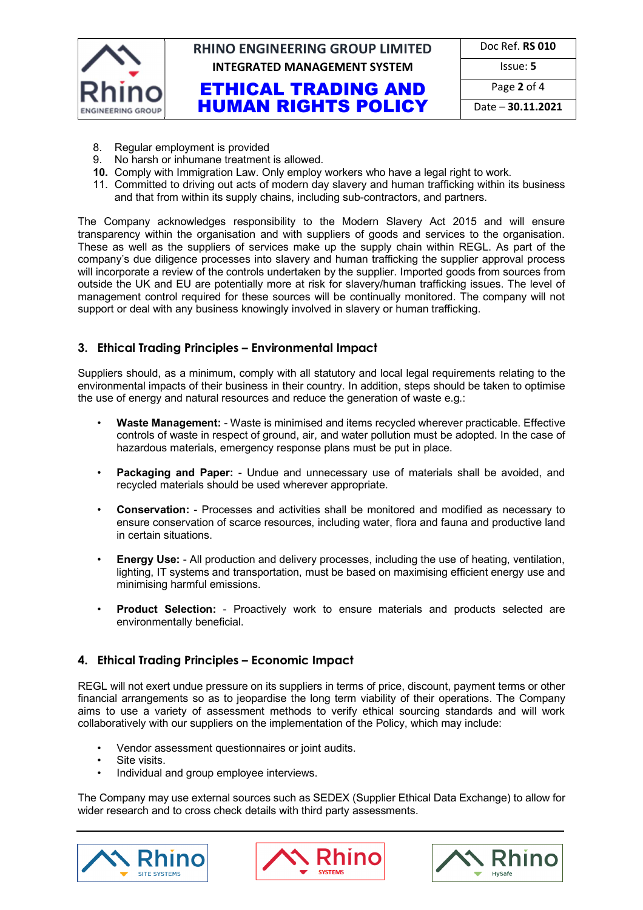8. Regular employment is provided
9. No harsh or inhumane treatment is allowed.
10. Comply with Immigration Law. Only employ workers who have a legal right to work.
11. Committed to driving out acts of modern day slavery and human trafficking within its business and that from within its supply chains, including sub-contractors, and partners.

The Company acknowledges responsibility to the Modern Slavery Act 2015 and will ensure transparency within the organisation and with suppliers of goods and services to the organisation. These as well as the suppliers of services make up the supply chain within REGL. As part of the company's due diligence processes into slavery and human trafficking the supplier approval process will incorporate a review of the controls undertaken by the supplier. Imported goods from sources from outside the UK and EU are potentially more at risk for slavery/human trafficking issues. The level of management control required for these sources will be continually monitored. The company will not support or deal with any business knowingly involved in slavery or human trafficking.

## 3. Ethical Trading Principles – Environmental Impact

Suppliers should, as a minimum, comply with all statutory and local legal requirements relating to the environmental impacts of their business in their country. In addition, steps should be taken to optimise the use of energy and natural resources and reduce the generation of waste e.g.:

- **Waste Management:** - Waste is minimised and items recycled wherever practicable. Effective controls of waste in respect of ground, air, and water pollution must be adopted. In the case of hazardous materials, emergency response plans must be put in place.

- **Packaging and Paper:** - Undue and unnecessary use of materials shall be avoided, and recycled materials should be used wherever appropriate.

- **Conservation:** - Processes and activities shall be monitored and modified as necessary to ensure conservation of scarce resources, including water, flora and fauna and productive land in certain situations.

- **Energy Use:** - All production and delivery processes, including the use of heating, ventilation, lighting, IT systems and transportation, must be based on maximising efficient energy use and minimising harmful emissions.

- **Product Selection:** - Proactively work to ensure materials and products selected are environmentally beneficial.

## 4. Ethical Trading Principles – Economic Impact

REGL will not exert undue pressure on its suppliers in terms of price, discount, payment terms or other financial arrangements so as to jeopardise the long term viability of their operations. The Company aims to use a variety of assessment methods to verify ethical sourcing standards and will work collaboratively with our suppliers on the implementation of the Policy, which may include:

- Vendor assessment questionnaires or joint audits.
- Site visits.
- Individual and group employee interviews.

The Company may use external sources such as SEDEX (Supplier Ethical Data Exchange) to allow for wider research and to cross check details with third party assessments.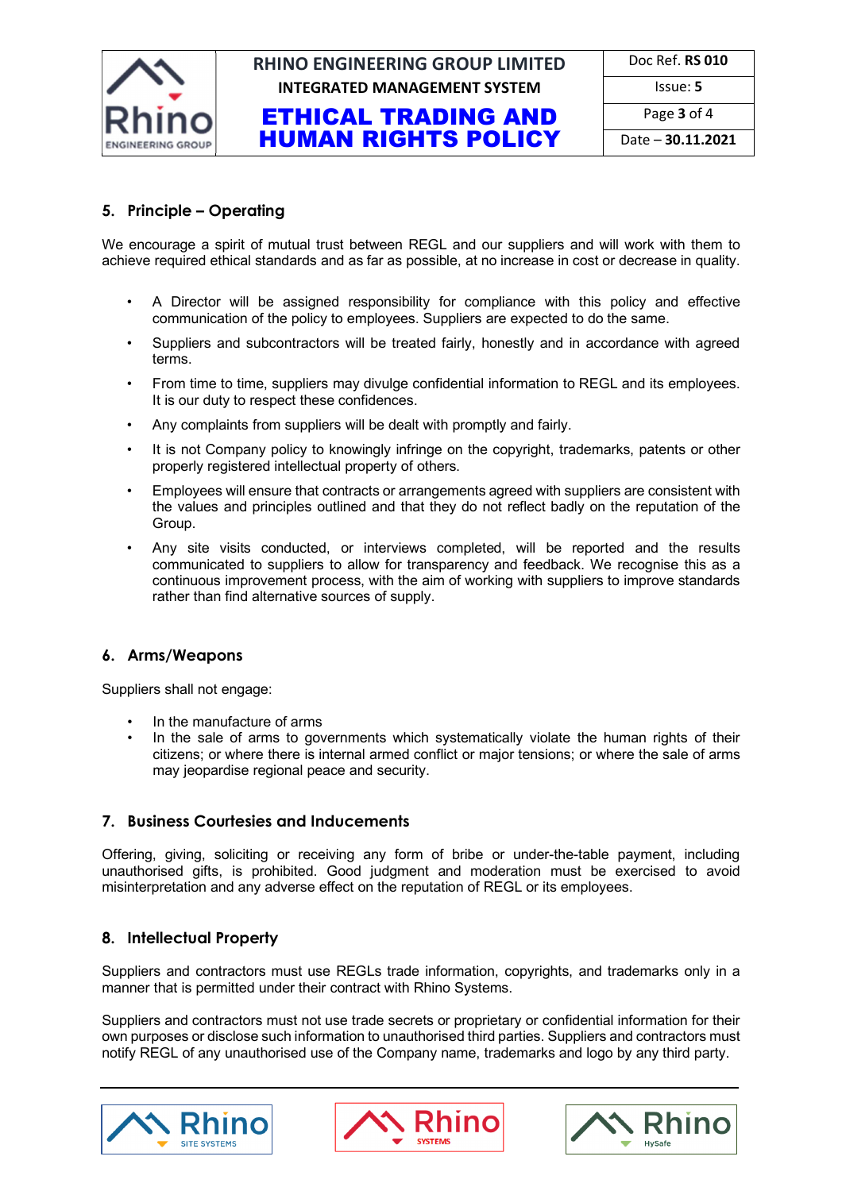## 5. Principle – Operating

We encourage a spirit of mutual trust between REGL and our suppliers and will work with them to achieve required ethical standards and as far as possible, at no increase in cost or decrease in quality.

- A Director will be assigned responsibility for compliance with this policy and effective communication of the policy to employees. Suppliers are expected to do the same.
- Suppliers and subcontractors will be treated fairly, honestly and in accordance with agreed terms.
- From time to time, suppliers may divulge confidential information to REGL and its employees. It is our duty to respect these confidences.
- Any complaints from suppliers will be dealt with promptly and fairly.
- It is not Company policy to knowingly infringe on the copyright, trademarks, patents or other properly registered intellectual property of others.
- Employees will ensure that contracts or arrangements agreed with suppliers are consistent with the values and principles outlined and that they do not reflect badly on the reputation of the Group.
- Any site visits conducted, or interviews completed, will be reported and the results communicated to suppliers to allow for transparency and feedback. We recognise this as a continuous improvement process, with the aim of working with suppliers to improve standards rather than find alternative sources of supply.

## 6. Arms/Weapons

Suppliers shall not engage:

- In the manufacture of arms
- In the sale of arms to governments which systematically violate the human rights of their citizens; or where there is internal armed conflict or major tensions; or where the sale of arms may jeopardise regional peace and security.

## 7. Business Courtesies and Inducements

Offering, giving, soliciting or receiving any form of bribe or under-the-table payment, including unauthorised gifts, is prohibited. Good judgment and moderation must be exercised to avoid misinterpretation and any adverse effect on the reputation of REGL or its employees.

## 8. Intellectual Property

Suppliers and contractors must use REGLs trade information, copyrights, and trademarks only in a manner that is permitted under their contract with Rhino Systems.

Suppliers and contractors must not use trade secrets or proprietary or confidential information for their own purposes or disclose such information to unauthorised third parties. Suppliers and contractors must notify REGL of any unauthorised use of the Company name, trademarks and logo by any third party.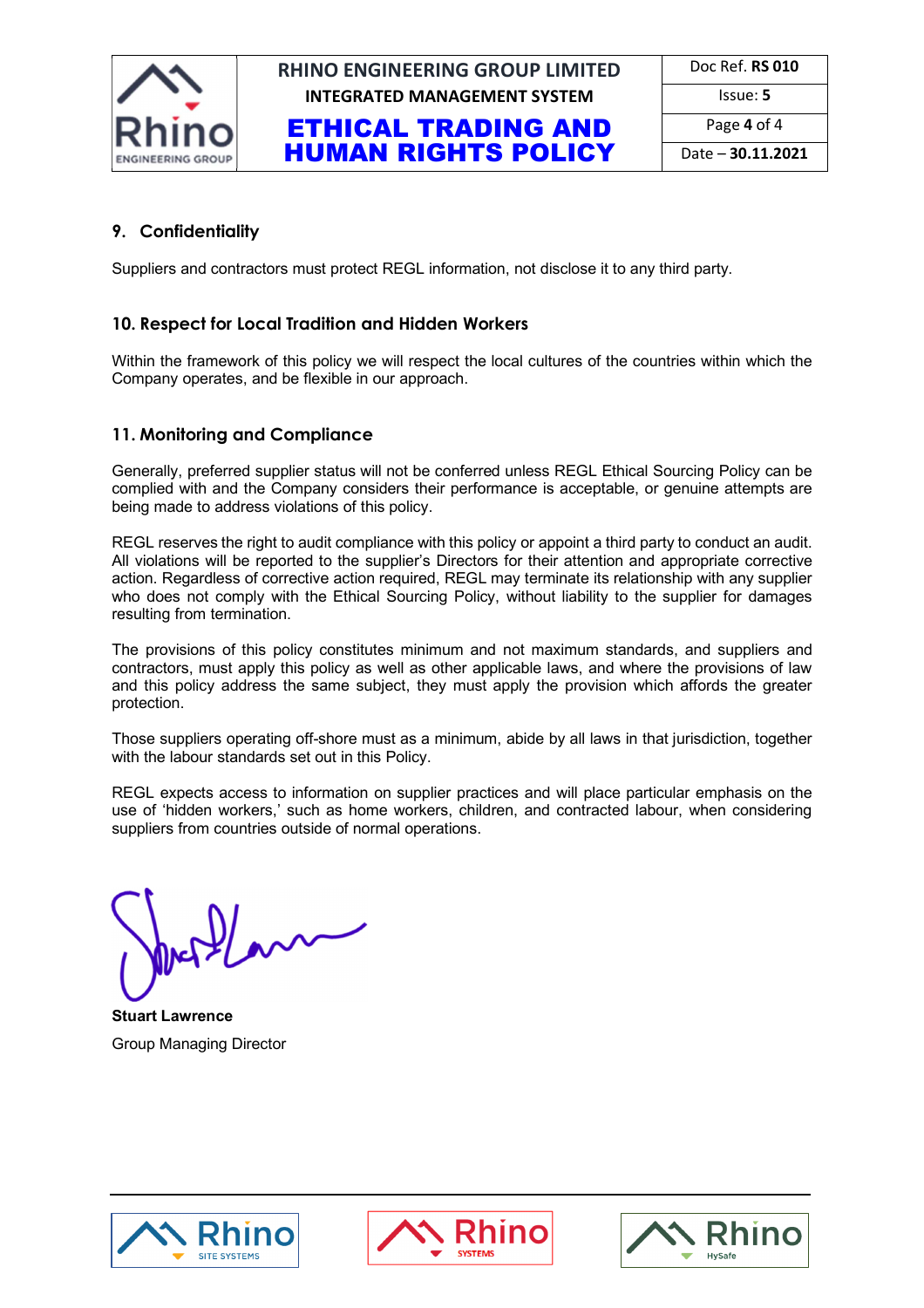## 9. Confidentiality

Suppliers and contractors must protect REGL information, not disclose it to any third party.

## 10. Respect for Local Tradition and Hidden Workers

Within the framework of this policy we will respect the local cultures of the countries within which the Company operates, and be flexible in our approach.

## 11. Monitoring and Compliance

Generally, preferred supplier status will not be conferred unless REGL Ethical Sourcing Policy can be complied with and the Company considers their performance is acceptable, or genuine attempts are being made to address violations of this policy.

REGL reserves the right to audit compliance with this policy or appoint a third party to conduct an audit. All violations will be reported to the supplier's Directors for their attention and appropriate corrective action. Regardless of corrective action required, REGL may terminate its relationship with any supplier who does not comply with the Ethical Sourcing Policy, without liability to the supplier for damages resulting from termination.

The provisions of this policy constitutes minimum and not maximum standards, and suppliers and contractors, must apply this policy as well as other applicable laws, and where the provisions of law and this policy address the same subject, they must apply the provision which affords the greater protection.

Those suppliers operating off-shore must as a minimum, abide by all laws in that jurisdiction, together with the labour standards set out in this Policy.

REGL expects access to information on supplier practices and will place particular emphasis on the use of 'hidden workers,' such as home workers, children, and contracted labour, when considering suppliers from countries outside of normal operations.

**Stuart Lawrence**
Group Managing Director